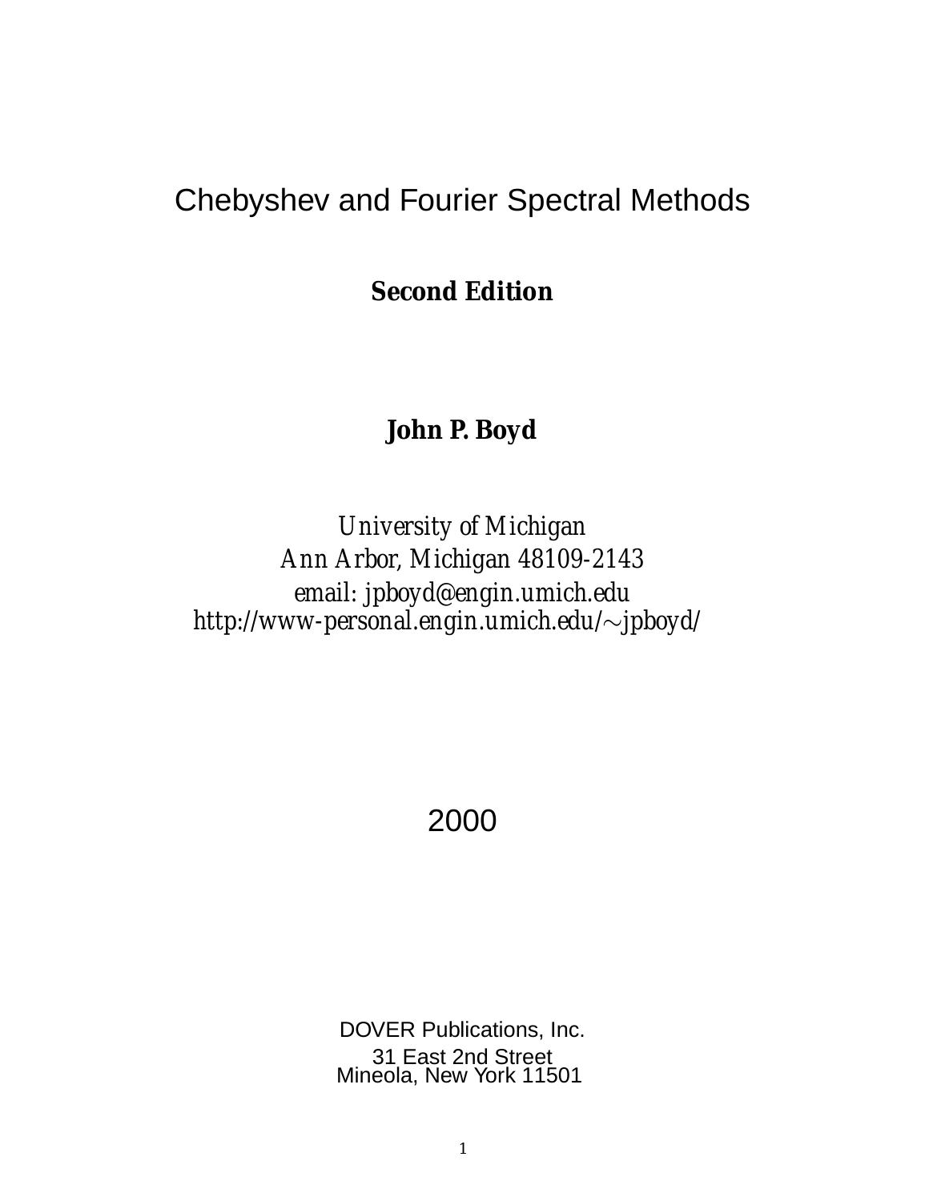# Chebyshev and Fourier Spectral Methods

**Second Edition**

**John P. Boyd**

*University of Michigan*
*Ann Arbor, Michigan 48109-2143*
*email: jpboyd@engin.umich.edu*
*http://www-personal.engin.umich.edu/∼jpboyd/*

2000

DOVER Publications, Inc.
31 East 2nd Street
Mineola, New York 11501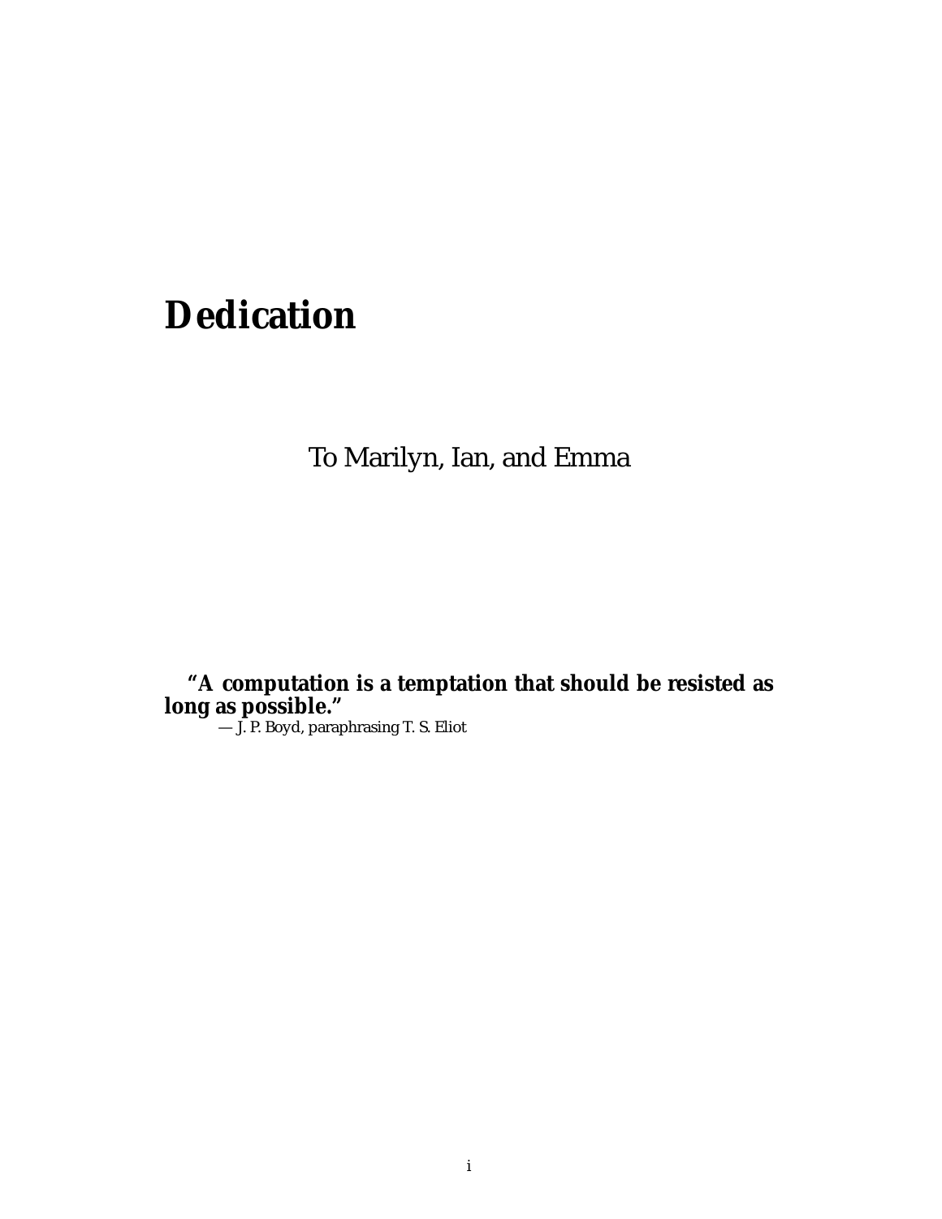# Dedication

To Marilyn, Ian, and Emma

**"A computation is a temptation that should be resisted as long as possible."**

— *J. P. Boyd, paraphrasing T. S. Eliot*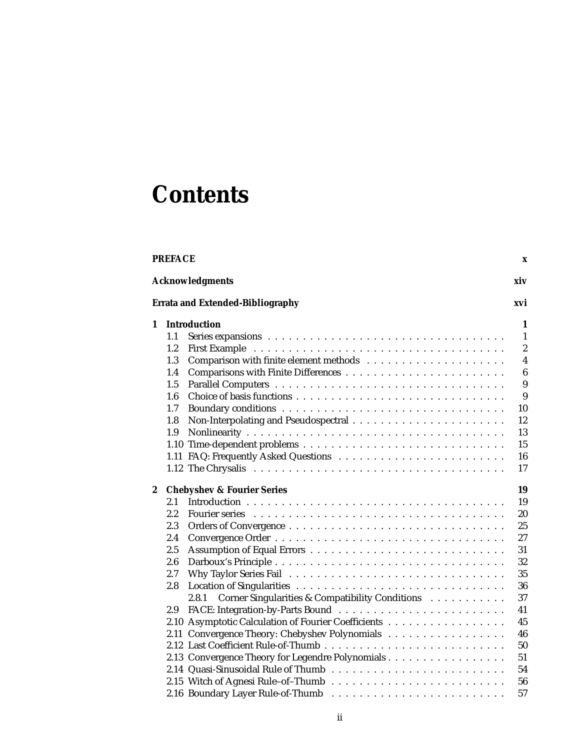# Contents

| | | |
|---|---|---|
| **PREFACE** | | **x** |
| **Acknowledgments** | | **xiv** |
| **Errata and Extended-Bibliography** | | **xvi** |
| **1** | **Introduction** | **1** |
| 1.1 | Series expansions | 1 |
| 1.2 | First Example | 2 |
| 1.3 | Comparison with finite element methods | 4 |
| 1.4 | Comparisons with Finite Differences | 6 |
| 1.5 | Parallel Computers | 9 |
| 1.6 | Choice of basis functions | 9 |
| 1.7 | Boundary conditions | 10 |
| 1.8 | Non-Interpolating and Pseudospectral | 12 |
| 1.9 | Nonlinearity | 13 |
| 1.10 | Time-dependent problems | 15 |
| 1.11 | FAQ: Frequently Asked Questions | 16 |
| 1.12 | The Chrysalis | 17 |
| **2** | **Chebyshev & Fourier Series** | **19** |
| 2.1 | Introduction | 19 |
| 2.2 | Fourier series | 20 |
| 2.3 | Orders of Convergence | 25 |
| 2.4 | Convergence Order | 27 |
| 2.5 | Assumption of Equal Errors | 31 |
| 2.6 | Darboux's Principle | 32 |
| 2.7 | Why Taylor Series Fail | 35 |
| 2.8 | Location of Singularities | 36 |
| 2.8.1 | Corner Singularities & Compatibility Conditions | 37 |
| 2.9 | FACE: Integration-by-Parts Bound | 41 |
| 2.10 | Asymptotic Calculation of Fourier Coefficients | 45 |
| 2.11 | Convergence Theory: Chebyshev Polynomials | 46 |
| 2.12 | Last Coefficient Rule-of-Thumb | 50 |
| 2.13 | Convergence Theory for Legendre Polynomials | 51 |
| 2.14 | Quasi-Sinusoidal Rule of Thumb | 54 |
| 2.15 | Witch of Agnesi Rule–of–Thumb | 56 |
| 2.16 | Boundary Layer Rule-of-Thumb | 57 |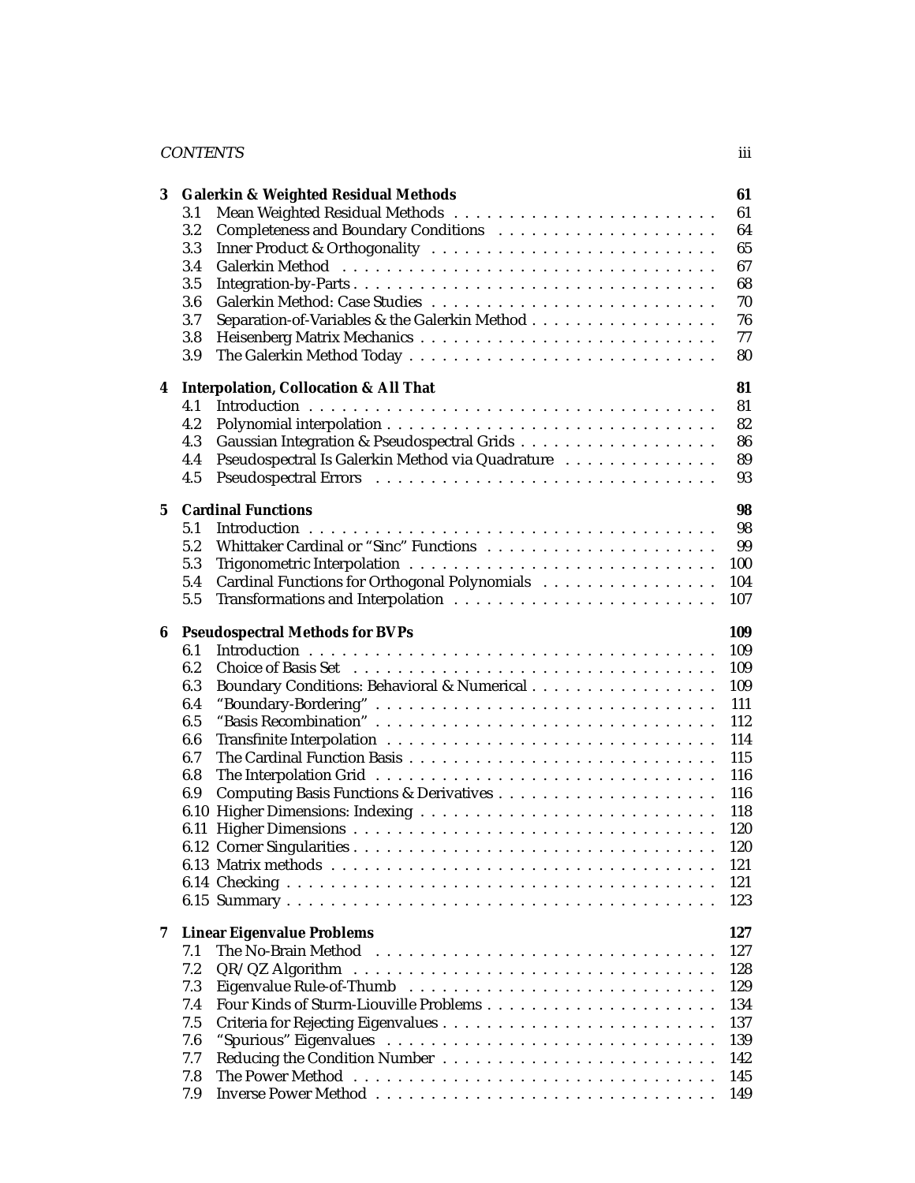**3 Galerkin & Weighted Residual Methods** 61

- 3.1 Mean Weighted Residual Methods . . . . . 61
- 3.2 Completeness and Boundary Conditions . . . . . 64
- 3.3 Inner Product & Orthogonality . . . . . 65
- 3.4 Galerkin Method . . . . . 67
- 3.5 Integration-by-Parts . . . . . 68
- 3.6 Galerkin Method: Case Studies . . . . . 70
- 3.7 Separation-of-Variables & the Galerkin Method . . . . . 76
- 3.8 Heisenberg Matrix Mechanics . . . . . 77
- 3.9 The Galerkin Method Today . . . . . 80

**4 Interpolation, Collocation & All That** 81

- 4.1 Introduction . . . . . 81
- 4.2 Polynomial interpolation . . . . . 82
- 4.3 Gaussian Integration & Pseudospectral Grids . . . . . 86
- 4.4 Pseudospectral Is Galerkin Method via Quadrature . . . . . 89
- 4.5 Pseudospectral Errors . . . . . 93

**5 Cardinal Functions** 98

- 5.1 Introduction . . . . . 98
- 5.2 Whittaker Cardinal or "Sinc" Functions . . . . . 99
- 5.3 Trigonometric Interpolation . . . . . 100
- 5.4 Cardinal Functions for Orthogonal Polynomials . . . . . 104
- 5.5 Transformations and Interpolation . . . . . 107

**6 Pseudospectral Methods for BVPs** 109

- 6.1 Introduction . . . . . 109
- 6.2 Choice of Basis Set . . . . . 109
- 6.3 Boundary Conditions: Behavioral & Numerical . . . . . 109
- 6.4 "Boundary-Bordering" . . . . . 111
- 6.5 "Basis Recombination" . . . . . 112
- 6.6 Transfinite Interpolation . . . . . 114
- 6.7 The Cardinal Function Basis . . . . . 115
- 6.8 The Interpolation Grid . . . . . 116
- 6.9 Computing Basis Functions & Derivatives . . . . . 116
- 6.10 Higher Dimensions: Indexing . . . . . 118
- 6.11 Higher Dimensions . . . . . 120
- 6.12 Corner Singularities . . . . . 120
- 6.13 Matrix methods . . . . . 121
- 6.14 Checking . . . . . 121
- 6.15 Summary . . . . . 123

**7 Linear Eigenvalue Problems** 127

- 7.1 The No-Brain Method . . . . . 127
- 7.2 QR/QZ Algorithm . . . . . 128
- 7.3 Eigenvalue Rule-of-Thumb . . . . . 129
- 7.4 Four Kinds of Sturm-Liouville Problems . . . . . 134
- 7.5 Criteria for Rejecting Eigenvalues . . . . . 137
- 7.6 "Spurious" Eigenvalues . . . . . 139
- 7.7 Reducing the Condition Number . . . . . 142
- 7.8 The Power Method . . . . . 145
- 7.9 Inverse Power Method . . . . . 149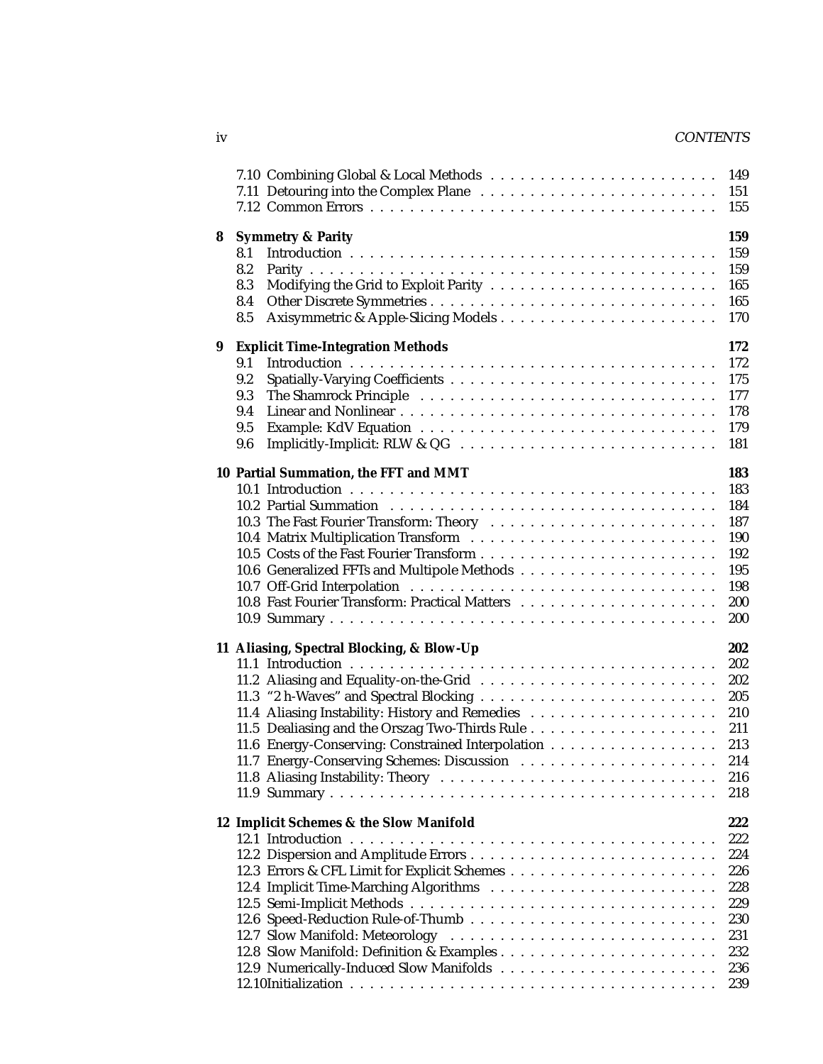| | | |
|---|---|---|
| | 7.10 Combining Global & Local Methods | 149 |
| | 7.11 Detouring into the Complex Plane | 151 |
| | 7.12 Common Errors | 155 |
| **8** | **Symmetry & Parity** | **159** |
| | 8.1 Introduction | 159 |
| | 8.2 Parity | 159 |
| | 8.3 Modifying the Grid to Exploit Parity | 165 |
| | 8.4 Other Discrete Symmetries | 165 |
| | 8.5 Axisymmetric & Apple-Slicing Models | 170 |
| **9** | **Explicit Time-Integration Methods** | **172** |
| | 9.1 Introduction | 172 |
| | 9.2 Spatially-Varying Coefficients | 175 |
| | 9.3 The Shamrock Principle | 177 |
| | 9.4 Linear and Nonlinear | 178 |
| | 9.5 Example: KdV Equation | 179 |
| | 9.6 Implicitly-Implicit: RLW & QG | 181 |
| **10** | **Partial Summation, the FFT and MMT** | **183** |
| | 10.1 Introduction | 183 |
| | 10.2 Partial Summation | 184 |
| | 10.3 The Fast Fourier Transform: Theory | 187 |
| | 10.4 Matrix Multiplication Transform | 190 |
| | 10.5 Costs of the Fast Fourier Transform | 192 |
| | 10.6 Generalized FFTs and Multipole Methods | 195 |
| | 10.7 Off-Grid Interpolation | 198 |
| | 10.8 Fast Fourier Transform: Practical Matters | 200 |
| | 10.9 Summary | 200 |
| **11** | **Aliasing, Spectral Blocking, & Blow-Up** | **202** |
| | 11.1 Introduction | 202 |
| | 11.2 Aliasing and Equality-on-the-Grid | 202 |
| | 11.3 "2 h-Waves" and Spectral Blocking | 205 |
| | 11.4 Aliasing Instability: History and Remedies | 210 |
| | 11.5 Dealiasing and the Orszag Two-Thirds Rule | 211 |
| | 11.6 Energy-Conserving: Constrained Interpolation | 213 |
| | 11.7 Energy-Conserving Schemes: Discussion | 214 |
| | 11.8 Aliasing Instability: Theory | 216 |
| | 11.9 Summary | 218 |
| **12** | **Implicit Schemes & the Slow Manifold** | **222** |
| | 12.1 Introduction | 222 |
| | 12.2 Dispersion and Amplitude Errors | 224 |
| | 12.3 Errors & CFL Limit for Explicit Schemes | 226 |
| | 12.4 Implicit Time-Marching Algorithms | 228 |
| | 12.5 Semi-Implicit Methods | 229 |
| | 12.6 Speed-Reduction Rule-of-Thumb | 230 |
| | 12.7 Slow Manifold: Meteorology | 231 |
| | 12.8 Slow Manifold: Definition & Examples | 232 |
| | 12.9 Numerically-Induced Slow Manifolds | 236 |
| | 12.10 Initialization | 239 |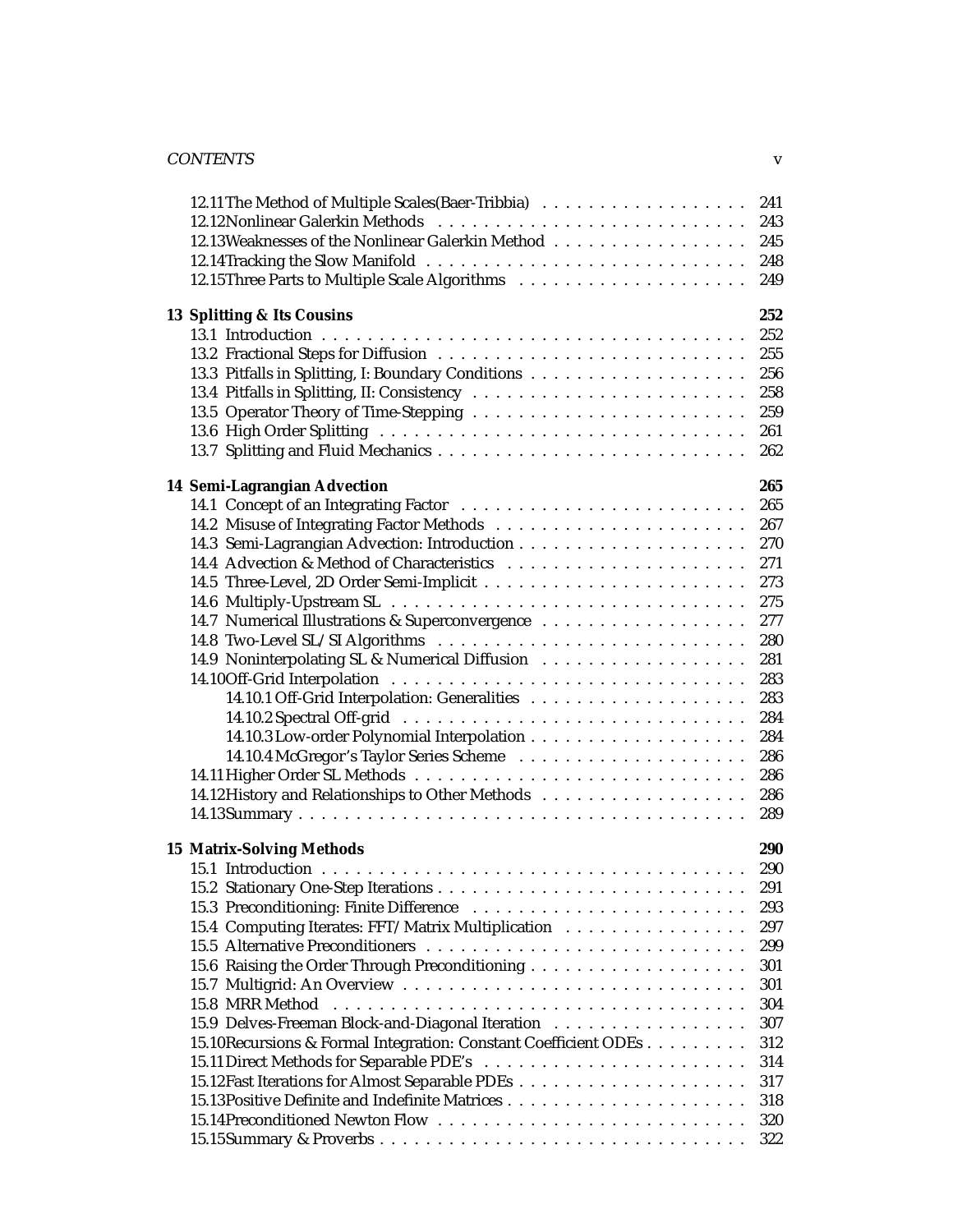12.11 The Method of Multiple Scales(Baer-Tribbia) . . . . . . . . . . . . . . . . . . 241
12.12 Nonlinear Galerkin Methods . . . . . . . . . . . . . . . . . . . . . . . . . . 243
12.13 Weaknesses of the Nonlinear Galerkin Method . . . . . . . . . . . . . . . . . 245
12.14 Tracking the Slow Manifold . . . . . . . . . . . . . . . . . . . . . . . . . . 248
12.15 Three Parts to Multiple Scale Algorithms . . . . . . . . . . . . . . . . . . . 249

**13 Splitting & Its Cousins** **252**

13.1 Introduction . . . . . . . . . . . . . . . . . . . . . . . . . . . . . . . . . . 252
13.2 Fractional Steps for Diffusion . . . . . . . . . . . . . . . . . . . . . . . . . 255
13.3 Pitfalls in Splitting, I: Boundary Conditions . . . . . . . . . . . . . . . . . . 256
13.4 Pitfalls in Splitting, II: Consistency . . . . . . . . . . . . . . . . . . . . . . 258
13.5 Operator Theory of Time-Stepping . . . . . . . . . . . . . . . . . . . . . . . 259
13.6 High Order Splitting . . . . . . . . . . . . . . . . . . . . . . . . . . . . . . 261
13.7 Splitting and Fluid Mechanics . . . . . . . . . . . . . . . . . . . . . . . . . 262

**14 Semi-Lagrangian Advection** **265**

14.1 Concept of an Integrating Factor . . . . . . . . . . . . . . . . . . . . . . . . 265
14.2 Misuse of Integrating Factor Methods . . . . . . . . . . . . . . . . . . . . . 267
14.3 Semi-Lagrangian Advection: Introduction . . . . . . . . . . . . . . . . . . . 270
14.4 Advection & Method of Characteristics . . . . . . . . . . . . . . . . . . . . 271
14.5 Three-Level, 2D Order Semi-Implicit . . . . . . . . . . . . . . . . . . . . . . 273
14.6 Multiply-Upstream SL . . . . . . . . . . . . . . . . . . . . . . . . . . . . . 275
14.7 Numerical Illustrations & Superconvergence . . . . . . . . . . . . . . . . . . 277
14.8 Two-Level SL/SI Algorithms . . . . . . . . . . . . . . . . . . . . . . . . . . 280
14.9 Noninterpolating SL & Numerical Diffusion . . . . . . . . . . . . . . . . . . 281
14.10 Off-Grid Interpolation . . . . . . . . . . . . . . . . . . . . . . . . . . . . . 283
  14.10.1 Off-Grid Interpolation: Generalities . . . . . . . . . . . . . . . . . . . 283
  14.10.2 Spectral Off-grid . . . . . . . . . . . . . . . . . . . . . . . . . . . . . 284
  14.10.3 Low-order Polynomial Interpolation . . . . . . . . . . . . . . . . . . . 284
  14.10.4 McGregor's Taylor Series Scheme . . . . . . . . . . . . . . . . . . . . 286
14.11 Higher Order SL Methods . . . . . . . . . . . . . . . . . . . . . . . . . . . 286
14.12 History and Relationships to Other Methods . . . . . . . . . . . . . . . . . 286
14.13 Summary . . . . . . . . . . . . . . . . . . . . . . . . . . . . . . . . . . . . 289

**15 Matrix-Solving Methods** **290**

15.1 Introduction . . . . . . . . . . . . . . . . . . . . . . . . . . . . . . . . . . 290
15.2 Stationary One-Step Iterations . . . . . . . . . . . . . . . . . . . . . . . . . 291
15.3 Preconditioning: Finite Difference . . . . . . . . . . . . . . . . . . . . . . . 293
15.4 Computing Iterates: FFT/Matrix Multiplication . . . . . . . . . . . . . . . . 297
15.5 Alternative Preconditioners . . . . . . . . . . . . . . . . . . . . . . . . . . . 299
15.6 Raising the Order Through Preconditioning . . . . . . . . . . . . . . . . . . 301
15.7 Multigrid: An Overview . . . . . . . . . . . . . . . . . . . . . . . . . . . . 301
15.8 MRR Method . . . . . . . . . . . . . . . . . . . . . . . . . . . . . . . . . . 304
15.9 Delves-Freeman Block-and-Diagonal Iteration . . . . . . . . . . . . . . . . . 307
15.10 Recursions & Formal Integration: Constant Coefficient ODEs . . . . . . . . . 312
15.11 Direct Methods for Separable PDE's . . . . . . . . . . . . . . . . . . . . . . 314
15.12 Fast Iterations for Almost Separable PDEs . . . . . . . . . . . . . . . . . . . 317
15.13 Positive Definite and Indefinite Matrices . . . . . . . . . . . . . . . . . . . . 318
15.14 Preconditioned Newton Flow . . . . . . . . . . . . . . . . . . . . . . . . . . 320
15.15 Summary & Proverbs . . . . . . . . . . . . . . . . . . . . . . . . . . . . . . 322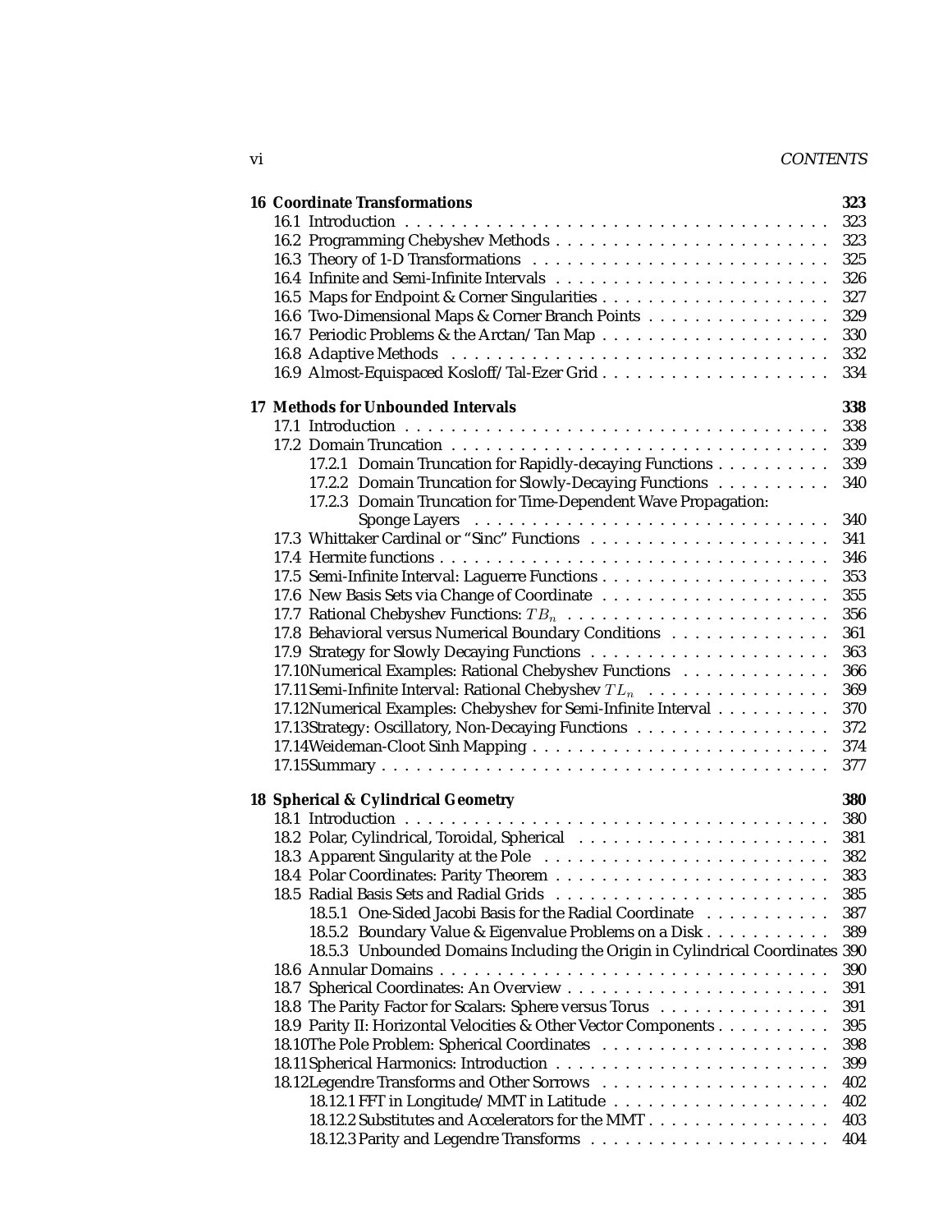**16 Coordinate Transformations** 323

16.1 Introduction . . . . . . . . . . . . . . . . . . . . . . . . . . . . . . . . . . . . 323
16.2 Programming Chebyshev Methods . . . . . . . . . . . . . . . . . . . . . . . . 323
16.3 Theory of 1-D Transformations . . . . . . . . . . . . . . . . . . . . . . . . . 325
16.4 Infinite and Semi-Infinite Intervals . . . . . . . . . . . . . . . . . . . . . . . 326
16.5 Maps for Endpoint & Corner Singularities . . . . . . . . . . . . . . . . . . . 327
16.6 Two-Dimensional Maps & Corner Branch Points . . . . . . . . . . . . . . . . 329
16.7 Periodic Problems & the Arctan/Tan Map . . . . . . . . . . . . . . . . . . . 330
16.8 Adaptive Methods . . . . . . . . . . . . . . . . . . . . . . . . . . . . . . . . 332
16.9 Almost-Equispaced Kosloff/Tal-Ezer Grid . . . . . . . . . . . . . . . . . . . 334

**17 Methods for Unbounded Intervals** 338

17.1 Introduction . . . . . . . . . . . . . . . . . . . . . . . . . . . . . . . . . . . . 338
17.2 Domain Truncation . . . . . . . . . . . . . . . . . . . . . . . . . . . . . . . . 339
  17.2.1 Domain Truncation for Rapidly-decaying Functions . . . . . . . . . . 339
  17.2.2 Domain Truncation for Slowly-Decaying Functions . . . . . . . . . . 340
  17.2.3 Domain Truncation for Time-Dependent Wave Propagation: Sponge Layers . . . . . . . . . . . . . . . . . . . . . . . . . . . . . . 340
17.3 Whittaker Cardinal or "Sinc" Functions . . . . . . . . . . . . . . . . . . . . 341
17.4 Hermite functions . . . . . . . . . . . . . . . . . . . . . . . . . . . . . . . . . 346
17.5 Semi-Infinite Interval: Laguerre Functions . . . . . . . . . . . . . . . . . . . 353
17.6 New Basis Sets via Change of Coordinate . . . . . . . . . . . . . . . . . . . 355
17.7 Rational Chebyshev Functions: $TB_n$ . . . . . . . . . . . . . . . . . . . . . . 356
17.8 Behavioral versus Numerical Boundary Conditions . . . . . . . . . . . . . . 361
17.9 Strategy for Slowly Decaying Functions . . . . . . . . . . . . . . . . . . . . 363
17.10 Numerical Examples: Rational Chebyshev Functions . . . . . . . . . . . . . 366
17.11 Semi-Infinite Interval: Rational Chebyshev $TL_n$ . . . . . . . . . . . . . . . . 369
17.12 Numerical Examples: Chebyshev for Semi-Infinite Interval . . . . . . . . . . 370
17.13 Strategy: Oscillatory, Non-Decaying Functions . . . . . . . . . . . . . . . . . 372
17.14 Weideman-Cloot Sinh Mapping . . . . . . . . . . . . . . . . . . . . . . . . . 374
17.15 Summary . . . . . . . . . . . . . . . . . . . . . . . . . . . . . . . . . . . . . . 377

**18 Spherical & Cylindrical Geometry** 380

18.1 Introduction . . . . . . . . . . . . . . . . . . . . . . . . . . . . . . . . . . . . 380
18.2 Polar, Cylindrical, Toroidal, Spherical . . . . . . . . . . . . . . . . . . . . . 381
18.3 Apparent Singularity at the Pole . . . . . . . . . . . . . . . . . . . . . . . . 382
18.4 Polar Coordinates: Parity Theorem . . . . . . . . . . . . . . . . . . . . . . . 383
18.5 Radial Basis Sets and Radial Grids . . . . . . . . . . . . . . . . . . . . . . . 385
  18.5.1 One-Sided Jacobi Basis for the Radial Coordinate . . . . . . . . . . . 387
  18.5.2 Boundary Value & Eigenvalue Problems on a Disk . . . . . . . . . . . 389
  18.5.3 Unbounded Domains Including the Origin in Cylindrical Coordinates 390
18.6 Annular Domains . . . . . . . . . . . . . . . . . . . . . . . . . . . . . . . . . 390
18.7 Spherical Coordinates: An Overview . . . . . . . . . . . . . . . . . . . . . . 391
18.8 The Parity Factor for Scalars: Sphere versus Torus . . . . . . . . . . . . . . 391
18.9 Parity II: Horizontal Velocities & Other Vector Components . . . . . . . . . 395
18.10 The Pole Problem: Spherical Coordinates . . . . . . . . . . . . . . . . . . . 398
18.11 Spherical Harmonics: Introduction . . . . . . . . . . . . . . . . . . . . . . . 399
18.12 Legendre Transforms and Other Sorrows . . . . . . . . . . . . . . . . . . . . 402
  18.12.1 FFT in Longitude/MMT in Latitude . . . . . . . . . . . . . . . . . . . 402
  18.12.2 Substitutes and Accelerators for the MMT . . . . . . . . . . . . . . . . 403
  18.12.3 Parity and Legendre Transforms . . . . . . . . . . . . . . . . . . . . . 404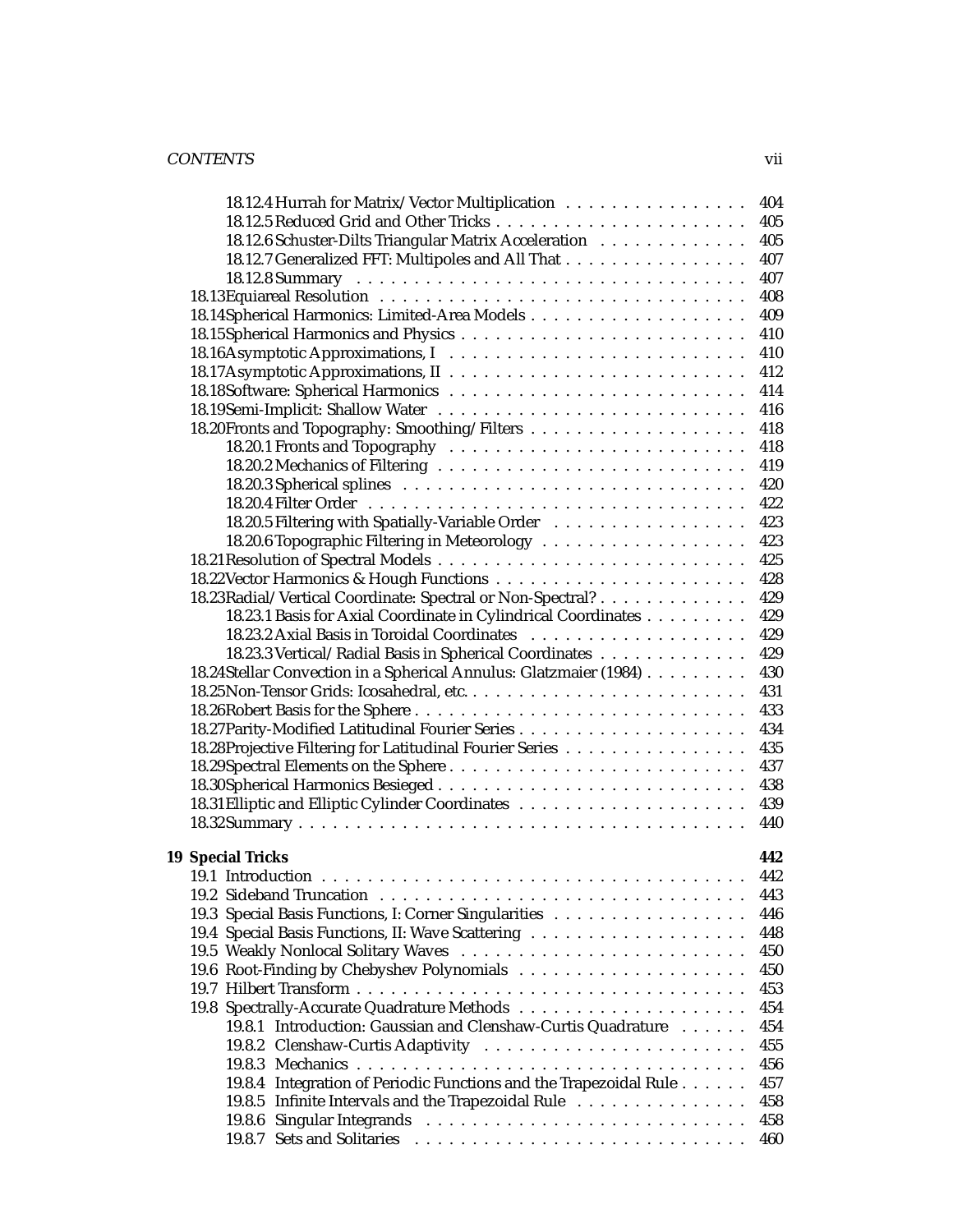- 18.12.4 Hurrah for Matrix/Vector Multiplication . . . . . . . . . . . . . . . . 404
- 18.12.5 Reduced Grid and Other Tricks . . . . . . . . . . . . . . . . . . . . . . 405
- 18.12.6 Schuster-Dilts Triangular Matrix Acceleration . . . . . . . . . . . . . 405
- 18.12.7 Generalized FFT: Multipoles and All That . . . . . . . . . . . . . . . . 407
- 18.12.8 Summary . . . . . . . . . . . . . . . . . . . . . . . . . . . . . . . . . 407
- 18.13 Equiareal Resolution . . . . . . . . . . . . . . . . . . . . . . . . . . . . . 408
- 18.14 Spherical Harmonics: Limited-Area Models . . . . . . . . . . . . . . . . . . 409
- 18.15 Spherical Harmonics and Physics . . . . . . . . . . . . . . . . . . . . . . . 410
- 18.16 Asymptotic Approximations, I . . . . . . . . . . . . . . . . . . . . . . . . 410
- 18.17 Asymptotic Approximations, II . . . . . . . . . . . . . . . . . . . . . . . . 412
- 18.18 Software: Spherical Harmonics . . . . . . . . . . . . . . . . . . . . . . . . 414
- 18.19 Semi-Implicit: Shallow Water . . . . . . . . . . . . . . . . . . . . . . . . 416
- 18.20 Fronts and Topography: Smoothing/Filters . . . . . . . . . . . . . . . . . . 418
  - 18.20.1 Fronts and Topography . . . . . . . . . . . . . . . . . . . . . . . . . 418
  - 18.20.2 Mechanics of Filtering . . . . . . . . . . . . . . . . . . . . . . . . . 419
  - 18.20.3 Spherical splines . . . . . . . . . . . . . . . . . . . . . . . . . . . . 420
  - 18.20.4 Filter Order . . . . . . . . . . . . . . . . . . . . . . . . . . . . . . . 422
  - 18.20.5 Filtering with Spatially-Variable Order . . . . . . . . . . . . . . . . 423
  - 18.20.6 Topographic Filtering in Meteorology . . . . . . . . . . . . . . . . . 423
- 18.21 Resolution of Spectral Models . . . . . . . . . . . . . . . . . . . . . . . . 425
- 18.22 Vector Harmonics & Hough Functions . . . . . . . . . . . . . . . . . . . . . 428
- 18.23 Radial/Vertical Coordinate: Spectral or Non-Spectral? . . . . . . . . . . . . 429
  - 18.23.1 Basis for Axial Coordinate in Cylindrical Coordinates . . . . . . . . . 429
  - 18.23.2 Axial Basis in Toroidal Coordinates . . . . . . . . . . . . . . . . . . 429
  - 18.23.3 Vertical/Radial Basis in Spherical Coordinates . . . . . . . . . . . . . 429
- 18.24 Stellar Convection in a Spherical Annulus: Glatzmaier (1984) . . . . . . . . 430
- 18.25 Non-Tensor Grids: Icosahedral, etc. . . . . . . . . . . . . . . . . . . . . . 431
- 18.26 Robert Basis for the Sphere . . . . . . . . . . . . . . . . . . . . . . . . . 433
- 18.27 Parity-Modified Latitudinal Fourier Series . . . . . . . . . . . . . . . . . . 434
- 18.28 Projective Filtering for Latitudinal Fourier Series . . . . . . . . . . . . . 435
- 18.29 Spectral Elements on the Sphere . . . . . . . . . . . . . . . . . . . . . . . 437
- 18.30 Spherical Harmonics Besieged . . . . . . . . . . . . . . . . . . . . . . . . . 438
- 18.31 Elliptic and Elliptic Cylinder Coordinates . . . . . . . . . . . . . . . . . 439
- 18.32 Summary . . . . . . . . . . . . . . . . . . . . . . . . . . . . . . . . . . . . 440

**19 Special Tricks** **442**

- 19.1 Introduction . . . . . . . . . . . . . . . . . . . . . . . . . . . . . . . . . . 442
- 19.2 Sideband Truncation . . . . . . . . . . . . . . . . . . . . . . . . . . . . . . 443
- 19.3 Special Basis Functions, I: Corner Singularities . . . . . . . . . . . . . . . 446
- 19.4 Special Basis Functions, II: Wave Scattering . . . . . . . . . . . . . . . . . 448
- 19.5 Weakly Nonlocal Solitary Waves . . . . . . . . . . . . . . . . . . . . . . . . 450
- 19.6 Root-Finding by Chebyshev Polynomials . . . . . . . . . . . . . . . . . . . . 450
- 19.7 Hilbert Transform . . . . . . . . . . . . . . . . . . . . . . . . . . . . . . . 453
- 19.8 Spectrally-Accurate Quadrature Methods . . . . . . . . . . . . . . . . . . . . 454
  - 19.8.1 Introduction: Gaussian and Clenshaw-Curtis Quadrature . . . . . . . . . 454
  - 19.8.2 Clenshaw-Curtis Adaptivity . . . . . . . . . . . . . . . . . . . . . . . 455
  - 19.8.3 Mechanics . . . . . . . . . . . . . . . . . . . . . . . . . . . . . . . . . 456
  - 19.8.4 Integration of Periodic Functions and the Trapezoidal Rule . . . . . . . 457
  - 19.8.5 Infinite Intervals and the Trapezoidal Rule . . . . . . . . . . . . . . . 458
  - 19.8.6 Singular Integrands . . . . . . . . . . . . . . . . . . . . . . . . . . . 458
  - 19.8.7 Sets and Solitaries . . . . . . . . . . . . . . . . . . . . . . . . . . . . 460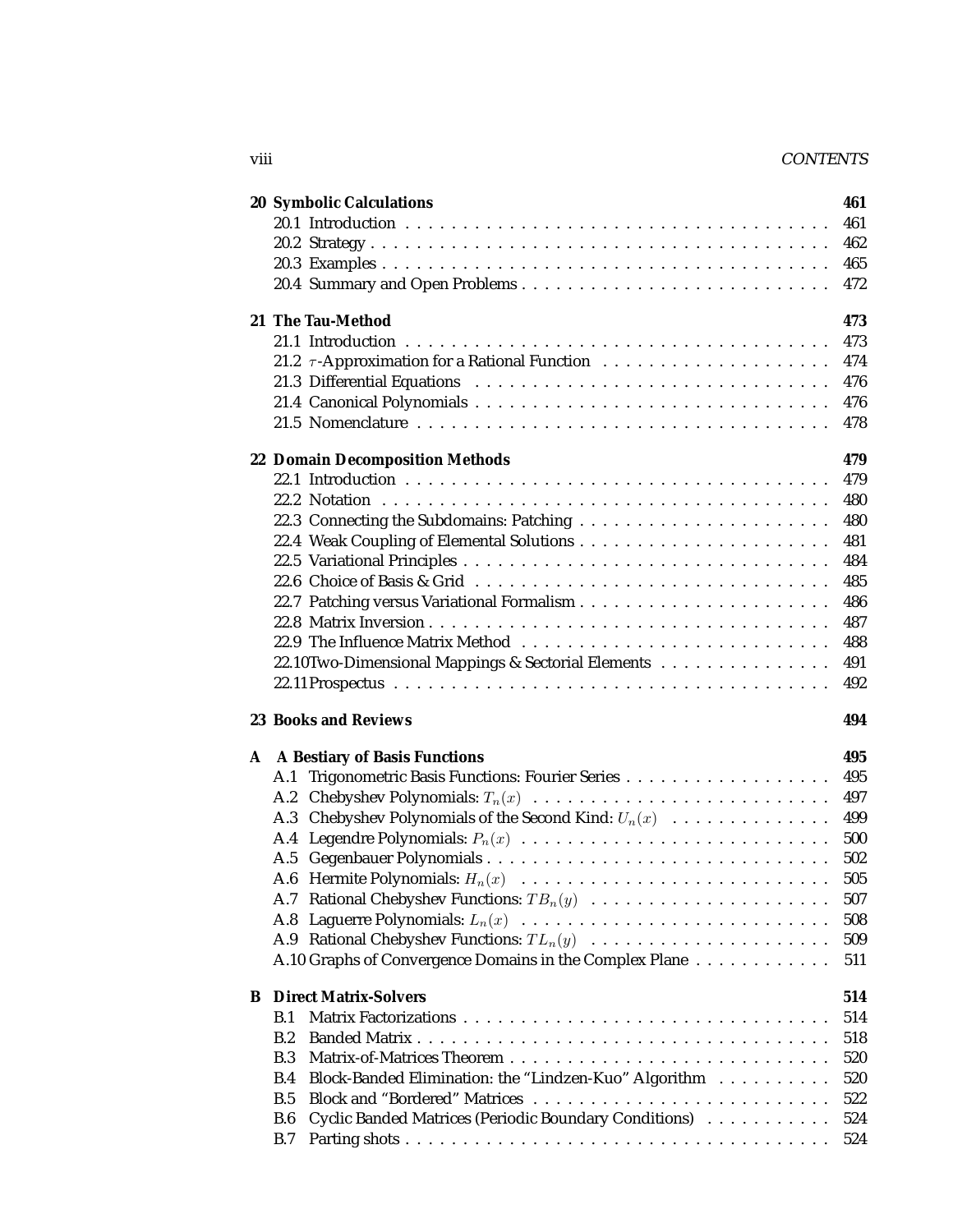**20 Symbolic Calculations** 461

- 20.1 Introduction . . . . . . . . . . 461
- 20.2 Strategy . . . . . . . . . . 462
- 20.3 Examples . . . . . . . . . . 465
- 20.4 Summary and Open Problems . . . . . . . . . . 472

**21 The Tau-Method** 473

- 21.1 Introduction . . . . . . . . . . 473
- 21.2 $\tau$-Approximation for a Rational Function . . . . . . . . . . 474
- 21.3 Differential Equations . . . . . . . . . . 476
- 21.4 Canonical Polynomials . . . . . . . . . . 476
- 21.5 Nomenclature . . . . . . . . . . 478

**22 Domain Decomposition Methods** 479

- 22.1 Introduction . . . . . . . . . . 479
- 22.2 Notation . . . . . . . . . . 480
- 22.3 Connecting the Subdomains: Patching . . . . . . . . . . 480
- 22.4 Weak Coupling of Elemental Solutions . . . . . . . . . . 481
- 22.5 Variational Principles . . . . . . . . . . 484
- 22.6 Choice of Basis & Grid . . . . . . . . . . 485
- 22.7 Patching versus Variational Formalism . . . . . . . . . . 486
- 22.8 Matrix Inversion . . . . . . . . . . 487
- 22.9 The Influence Matrix Method . . . . . . . . . . 488
- 22.10 Two-Dimensional Mappings & Sectorial Elements . . . . . . . . . . 491
- 22.11 Prospectus . . . . . . . . . . 492

**23 Books and Reviews** 494

**A A Bestiary of Basis Functions** 495

- A.1 Trigonometric Basis Functions: Fourier Series . . . . . . . . . . 495
- A.2 Chebyshev Polynomials: $T_n(x)$ . . . . . . . . . . 497
- A.3 Chebyshev Polynomials of the Second Kind: $U_n(x)$ . . . . . . . . . . 499
- A.4 Legendre Polynomials: $P_n(x)$ . . . . . . . . . . 500
- A.5 Gegenbauer Polynomials . . . . . . . . . . 502
- A.6 Hermite Polynomials: $H_n(x)$ . . . . . . . . . . 505
- A.7 Rational Chebyshev Functions: $TB_n(y)$ . . . . . . . . . . 507
- A.8 Laguerre Polynomials: $L_n(x)$ . . . . . . . . . . 508
- A.9 Rational Chebyshev Functions: $TL_n(y)$ . . . . . . . . . . 509
- A.10 Graphs of Convergence Domains in the Complex Plane . . . . . . . . . . 511

**B Direct Matrix-Solvers** 514

- B.1 Matrix Factorizations . . . . . . . . . . 514
- B.2 Banded Matrix . . . . . . . . . . 518
- B.3 Matrix-of-Matrices Theorem . . . . . . . . . . 520
- B.4 Block-Banded Elimination: the "Lindzen-Kuo" Algorithm . . . . . . . . . . 520
- B.5 Block and "Bordered" Matrices . . . . . . . . . . 522
- B.6 Cyclic Banded Matrices (Periodic Boundary Conditions) . . . . . . . . . . 524
- B.7 Parting shots . . . . . . . . . . 524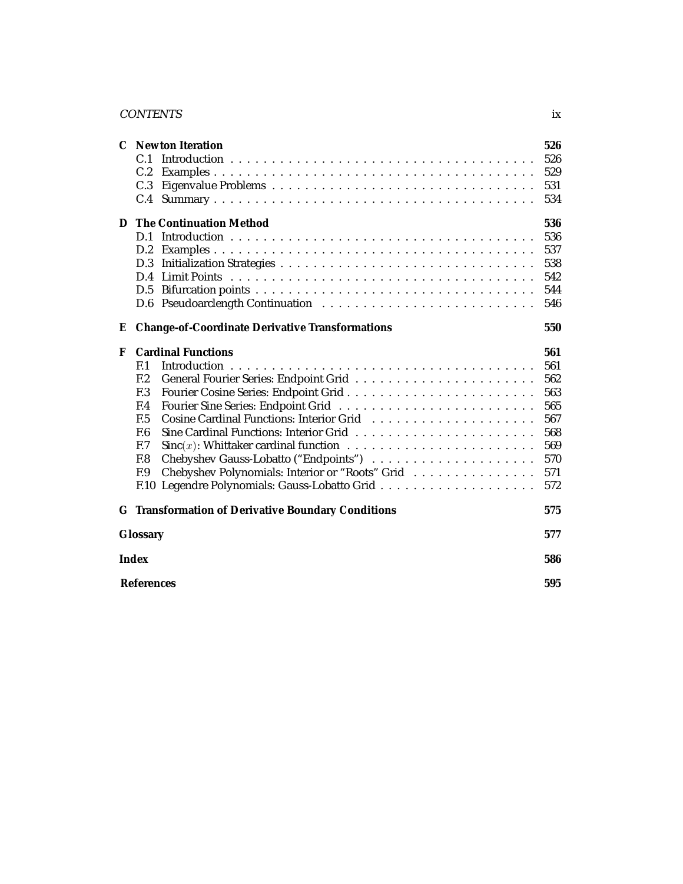**C Newton Iteration** 526

- C.1 Introduction 526
- C.2 Examples 529
- C.3 Eigenvalue Problems 531
- C.4 Summary 534

**D The Continuation Method** 536

- D.1 Introduction 536
- D.2 Examples 537
- D.3 Initialization Strategies 538
- D.4 Limit Points 542
- D.5 Bifurcation points 544
- D.6 Pseudoarclength Continuation 546

**E Change-of-Coordinate Derivative Transformations** 550

**F Cardinal Functions** 561

- F.1 Introduction 561
- F.2 General Fourier Series: Endpoint Grid 562
- F.3 Fourier Cosine Series: Endpoint Grid 563
- F.4 Fourier Sine Series: Endpoint Grid 565
- F.5 Cosine Cardinal Functions: Interior Grid 567
- F.6 Sine Cardinal Functions: Interior Grid 568
- F.7 Sinc($x$): Whittaker cardinal function 569
- F.8 Chebyshev Gauss-Lobatto ("Endpoints") 570
- F.9 Chebyshev Polynomials: Interior or "Roots" Grid 571
- F.10 Legendre Polynomials: Gauss-Lobatto Grid 572

**G Transformation of Derivative Boundary Conditions** 575

**Glossary** 577

**Index** 586

**References** 595